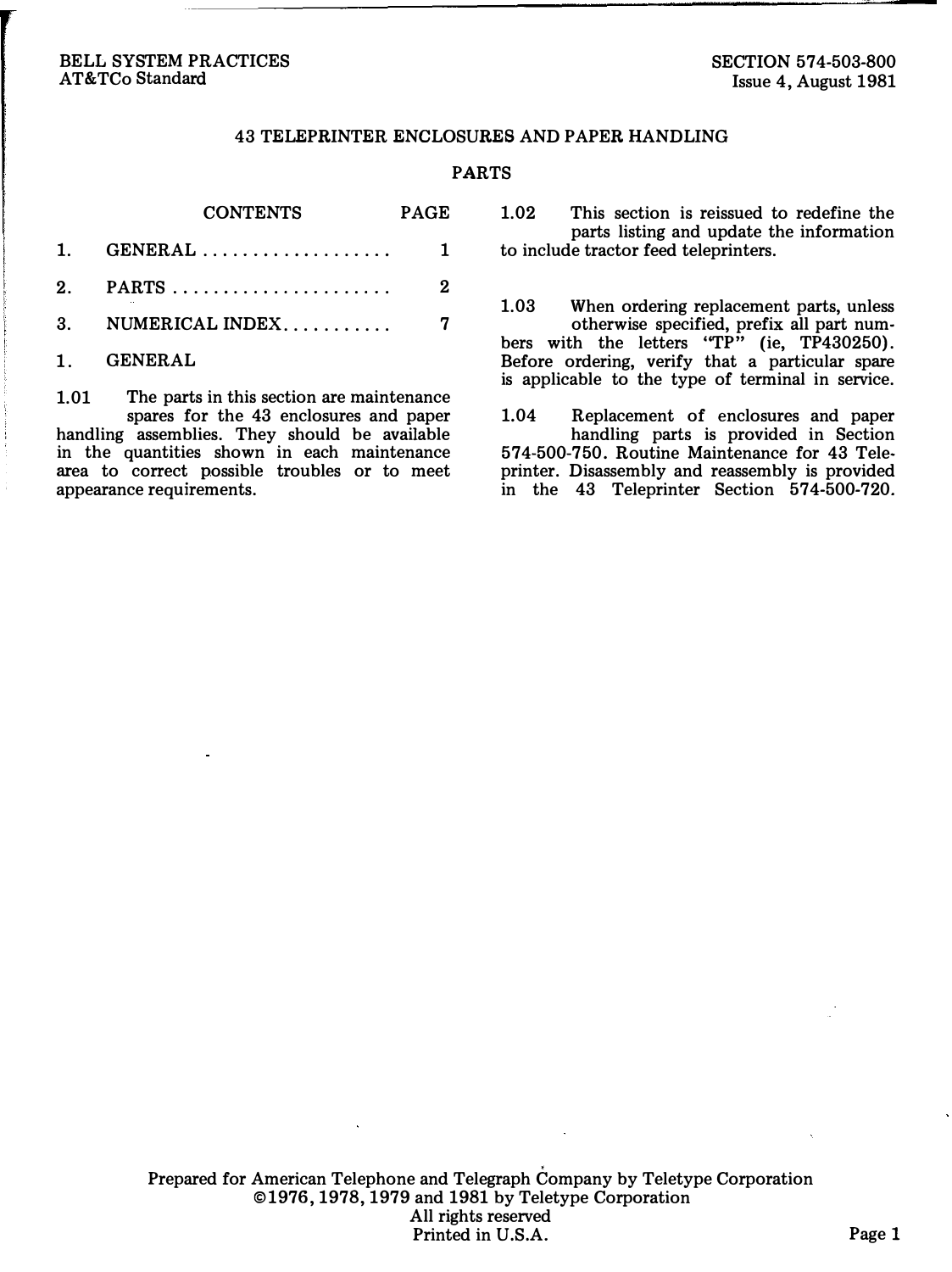BELL SYSTEM PRACTICES
AT&TCo Standard

SECTION 574-503-800
Issue 4, August 1981

# 43 TELEPRINTER ENCLOSURES AND PAPER HANDLING

## PARTS

| CONTENTS | PAGE |
|---|---|
| 1. GENERAL | 1 |
| 2. PARTS | 2 |
| 3. NUMERICAL INDEX | 7 |

## 1. GENERAL

1.01 The parts in this section are maintenance spares for the 43 enclosures and paper handling assemblies. They should be available in the quantities shown in each maintenance area to correct possible troubles or to meet appearance requirements.

1.02 This section is reissued to redefine the parts listing and update the information to include tractor feed teleprinters.

1.03 When ordering replacement parts, unless otherwise specified, prefix all part numbers with the letters "TP" (ie, TP430250). Before ordering, verify that a particular spare is applicable to the type of terminal in service.

1.04 Replacement of enclosures and paper handling parts is provided in Section 574-500-750. Routine Maintenance for 43 Teleprinter. Disassembly and reassembly is provided in the 43 Teleprinter Section 574-500-720.

Prepared for American Telephone and Telegraph Company by Teletype Corporation
©1976, 1978, 1979 and 1981 by Teletype Corporation
All rights reserved
Printed in U.S.A.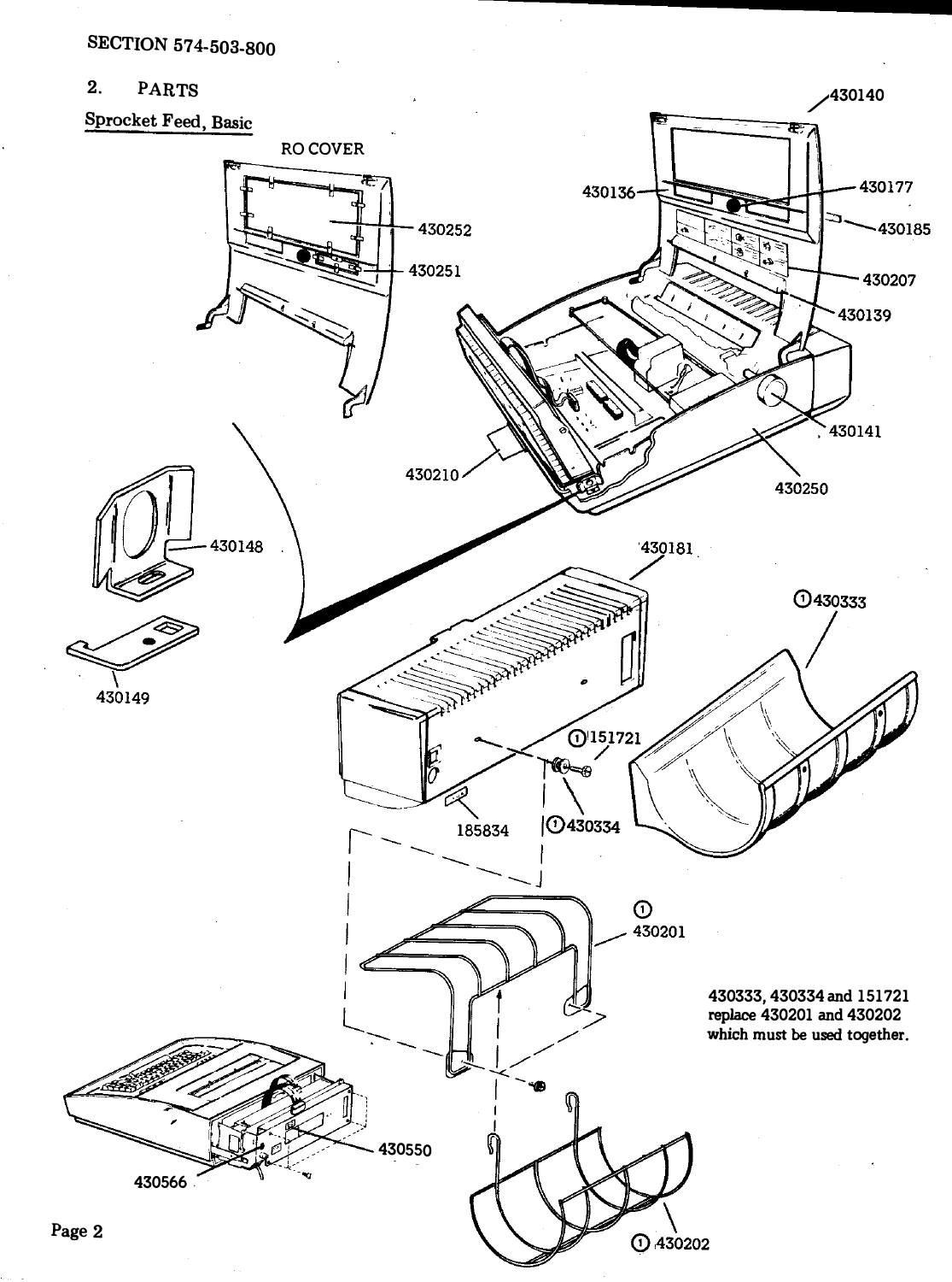## 2. PARTS

Sprocket Feed, Basic

RO COVER

430252

430251

430140

430136

430177

430185

430207

430139

430141

430250

430210

430148

430149

430181

① 430333

① 151721

185834

① 430334

① 430201

430333, 430334 and 151721 replace 430201 and 430202 which must be used together.

430550

430566

① 430202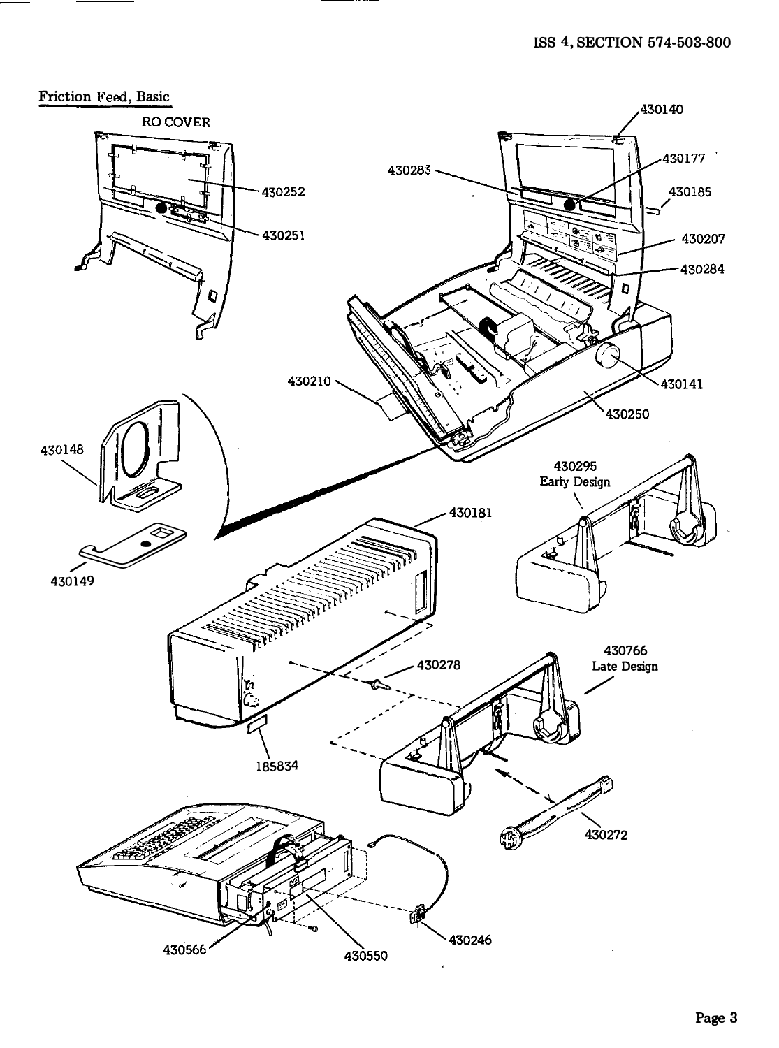## Friction Feed, Basic

RO COVER

430252

430251

430283

430140

430177

430185

430207

430284

430210

430141

430250

430148

430149

430295
Early Design

430181

430278

430766
Late Design

185834

430272

430566

430550

430246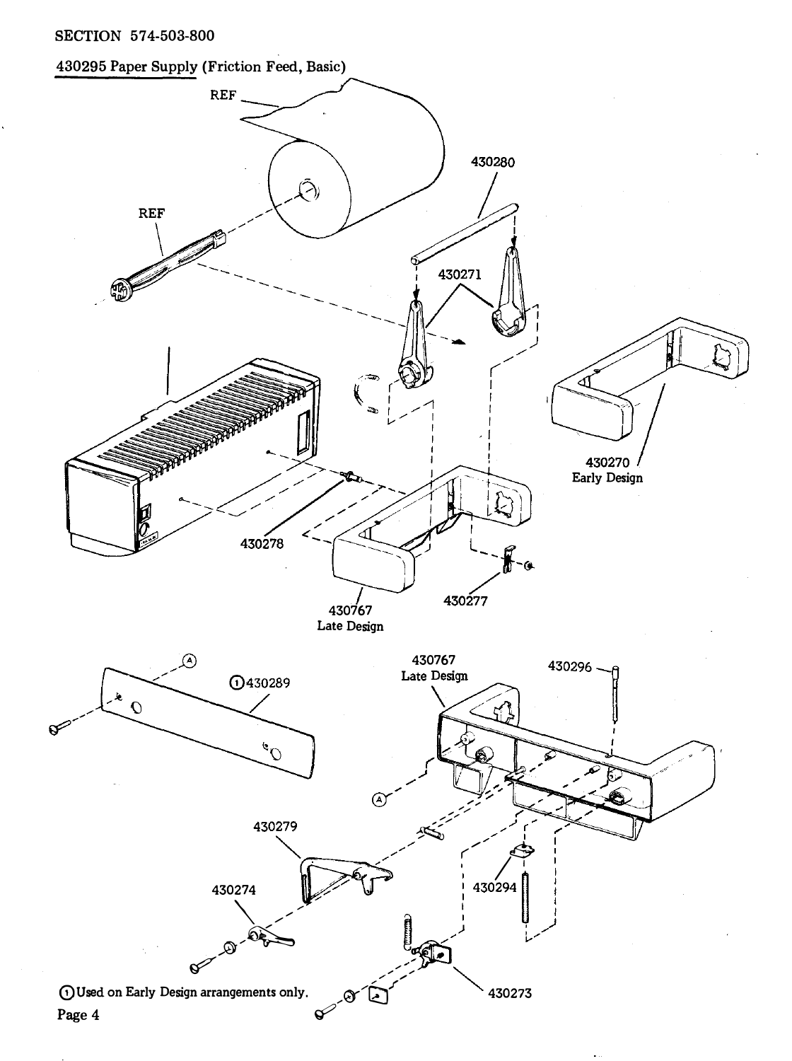430295 Paper Supply (Friction Feed, Basic)

REF

REF

430280

430271

430270
Early Design

430278

430767
Late Design

430277

430767
Late Design

430296

(1) 430289

430279

430274

430294

430273

(1) Used on Early Design arrangements only.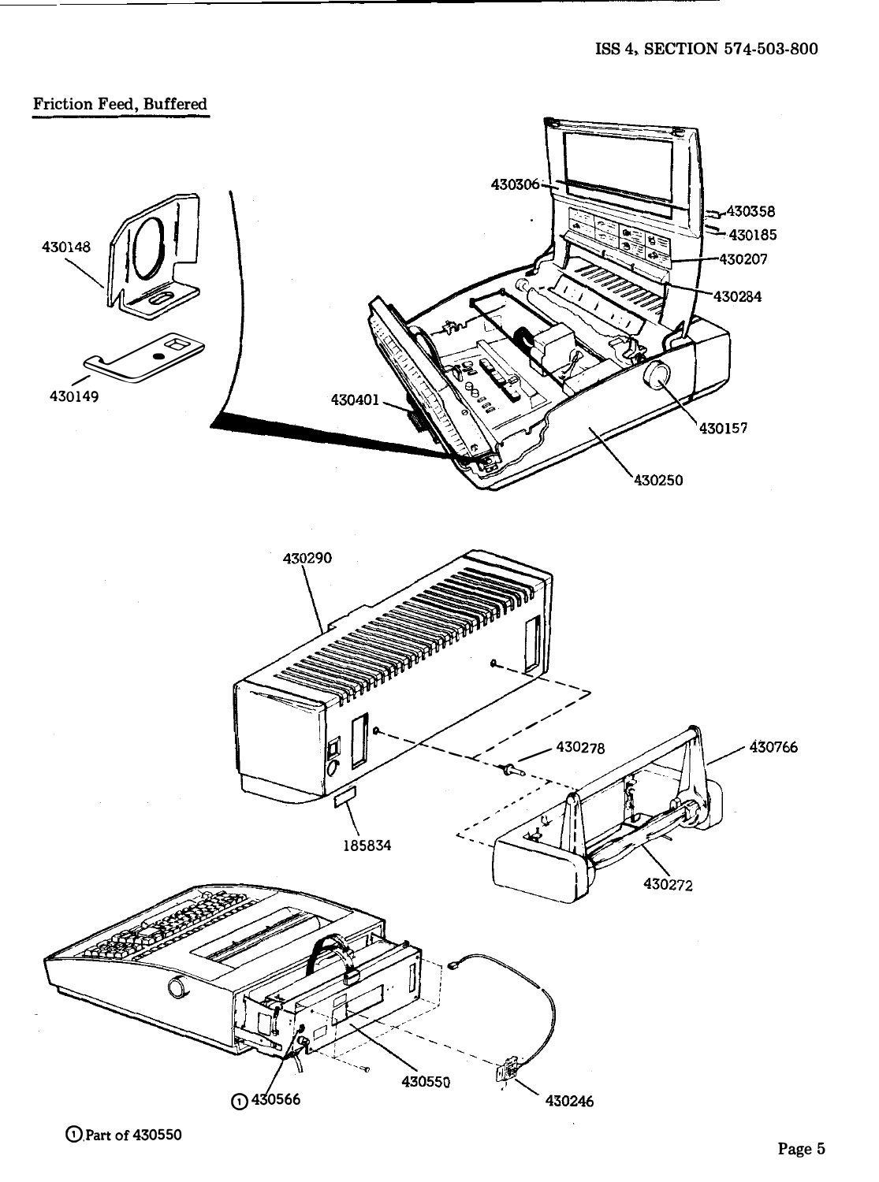## Friction Feed, Buffered

430148

430149

430306

430358

430185

430207

430284

430401

430157

430250

430290

430278

430766

185834

430272

① 430566

430550

430246

① Part of 430550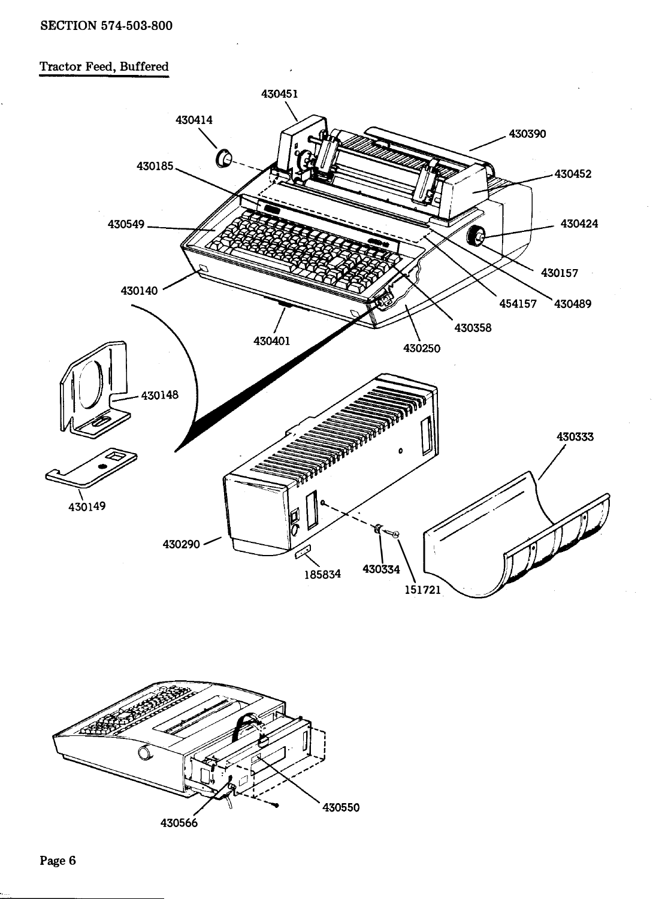Tractor Feed, Buffered

430451
430414
430390
430185
430452
430549
430424
430157
430140
454157
430489
430358
430401
430250
430148
430333
430149
430290
185834
430334
151721
430566
430550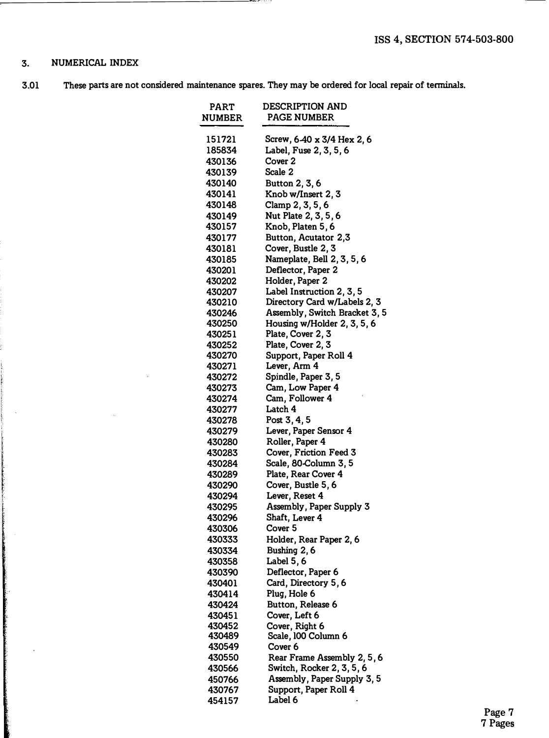## 3. NUMERICAL INDEX

3.01 These parts are not considered maintenance spares. They may be ordered for local repair of terminals.

| PART NUMBER | DESCRIPTION AND PAGE NUMBER |
|---|---|
| 151721 | Screw, 6-40 x 3/4 Hex 2, 6 |
| 185834 | Label, Fuse 2, 3, 5, 6 |
| 430136 | Cover 2 |
| 430139 | Scale 2 |
| 430140 | Button 2, 3, 6 |
| 430141 | Knob w/Insert 2, 3 |
| 430148 | Clamp 2, 3, 5, 6 |
| 430149 | Nut Plate 2, 3, 5, 6 |
| 430157 | Knob, Platen 5, 6 |
| 430177 | Button, Acutator 2,3 |
| 430181 | Cover, Bustle 2, 3 |
| 430185 | Nameplate, Bell 2, 3, 5, 6 |
| 430201 | Deflector, Paper 2 |
| 430202 | Holder, Paper 2 |
| 430207 | Label Instruction 2, 3, 5 |
| 430210 | Directory Card w/Labels 2, 3 |
| 430246 | Assembly, Switch Bracket 3, 5 |
| 430250 | Housing w/Holder 2, 3, 5, 6 |
| 430251 | Plate, Cover 2, 3 |
| 430252 | Plate, Cover 2, 3 |
| 430270 | Support, Paper Roll 4 |
| 430271 | Lever, Arm 4 |
| 430272 | Spindle, Paper 3, 5 |
| 430273 | Cam, Low Paper 4 |
| 430274 | Cam, Follower 4 |
| 430277 | Latch 4 |
| 430278 | Post 3, 4, 5 |
| 430279 | Lever, Paper Sensor 4 |
| 430280 | Roller, Paper 4 |
| 430283 | Cover, Friction Feed 3 |
| 430284 | Scale, 80-Column 3, 5 |
| 430289 | Plate, Rear Cover 4 |
| 430290 | Cover, Bustle 5, 6 |
| 430294 | Lever, Reset 4 |
| 430295 | Assembly, Paper Supply 3 |
| 430296 | Shaft, Lever 4 |
| 430306 | Cover 5 |
| 430333 | Holder, Rear Paper 2, 6 |
| 430334 | Bushing 2, 6 |
| 430358 | Label 5, 6 |
| 430390 | Deflector, Paper 6 |
| 430401 | Card, Directory 5, 6 |
| 430414 | Plug, Hole 6 |
| 430424 | Button, Release 6 |
| 430451 | Cover, Left 6 |
| 430452 | Cover, Right 6 |
| 430489 | Scale, 100 Column 6 |
| 430549 | Cover 6 |
| 430550 | Rear Frame Assembly 2, 5, 6 |
| 430566 | Switch, Rocker 2, 3, 5, 6 |
| 450766 | Assembly, Paper Supply 3, 5 |
| 430767 | Support, Paper Roll 4 |
| 454157 | Label 6 |